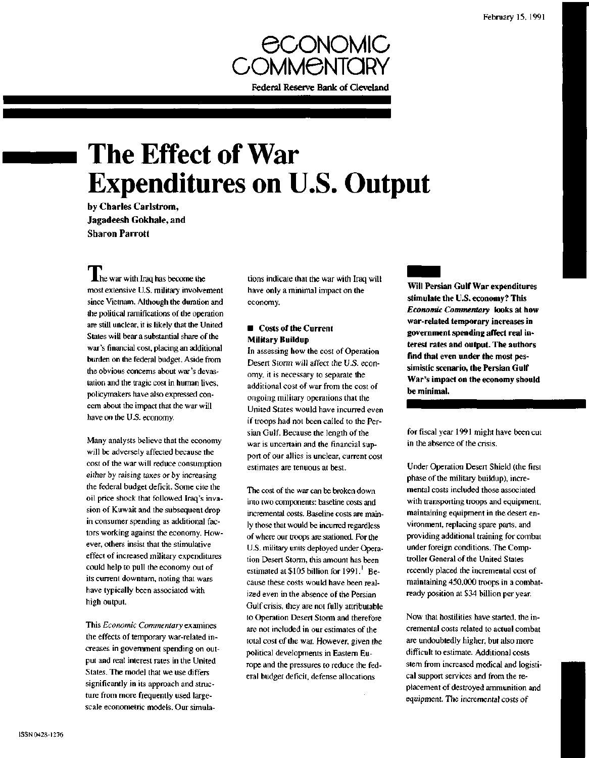February 15, 1991

# ECONOMIC COMMENTARY

**Federal Reserve Bank of Cleveland**

# The Effect of War Expenditures on U.S. Output

**by Charles Carlstrom, Jagadeesh Gokhale, and Sharon Parrott**

**Will Persian Gulf War expenditures stimulate the U.S. economy? This *Economic Commentary* looks at how war-related temporary increases in government spending affect real interest rates and output. The authors find that even under the most pessimistic scenario, the Persian Gulf War's impact on the economy should be minimal.**

The war with Iraq has become the most extensive U.S. military involvement since Vietnam. Although the duration and the political ramifications of the operation are still unclear, it is likely that the United States will bear a substantial share of the war's financial cost, placing an additional burden on the federal budget. Aside from the obvious concerns about war's devastation and the tragic cost in human lives, policymakers have also expressed concern about the impact that the war will have on the U.S. economy.

Many analysts believe that the economy will be adversely affected because the cost of the war will reduce consumption either by raising taxes or by increasing the federal budget deficit. Some cite the oil price shock that followed Iraq's invasion of Kuwait and the subsequent drop in consumer spending as additional factors working against the economy. However, others insist that the stimulative effect of increased military expenditures could help to pull the economy out of its current downturn, noting that wars have typically been associated with high output.

This *Economic Commentary* examines the effects of temporary war-related increases in government spending on output and real interest rates in the United States. The model that we use differs significantly in its approach and structure from more frequently used large-scale econometric models. Our simulations indicate that the war with Iraq will have only a minimal impact on the economy.

## ■ Costs of the Current Military Buildup

In assessing how the cost of Operation Desert Storm will affect the U.S. economy, it is necessary to separate the additional cost of war from the cost of ongoing military operations that the United States would have incurred even if troops had not been called to the Persian Gulf. Because the length of the war is uncertain and the financial support of our allies is unclear, current cost estimates are tenuous at best.

The cost of the war can be broken down into two components: baseline costs and incremental costs. Baseline costs are mainly those that would be incurred regardless of where our troops are stationed. For the U.S. military units deployed under Operation Desert Storm, this amount has been estimated at $105 billion for 1991.[1] Because these costs would have been realized even in the absence of the Persian Gulf crisis, they are not fully attributable to Operation Desert Storm and therefore are not included in our estimates of the total cost of the war. However, given the political developments in Eastern Europe and the pressures to reduce the federal budget deficit, defense allocations for fiscal year 1991 might have been cut in the absence of the crisis.

Under Operation Desert Shield (the first phase of the military buildup), incremental costs included those associated with transporting troops and equipment, maintaining equipment in the desert environment, replacing spare parts, and providing additional training for combat under foreign conditions. The Comptroller General of the United States recently placed the incremental cost of maintaining 450,000 troops in a combat-ready position at $34 billion per year.

Now that hostilities have started, the incremental costs related to actual combat are undoubtedly higher, but also more difficult to estimate. Additional costs stem from increased medical and logistical support services and from the replacement of destroyed ammunition and equipment. The incremental costs of

ISSN 0428-1276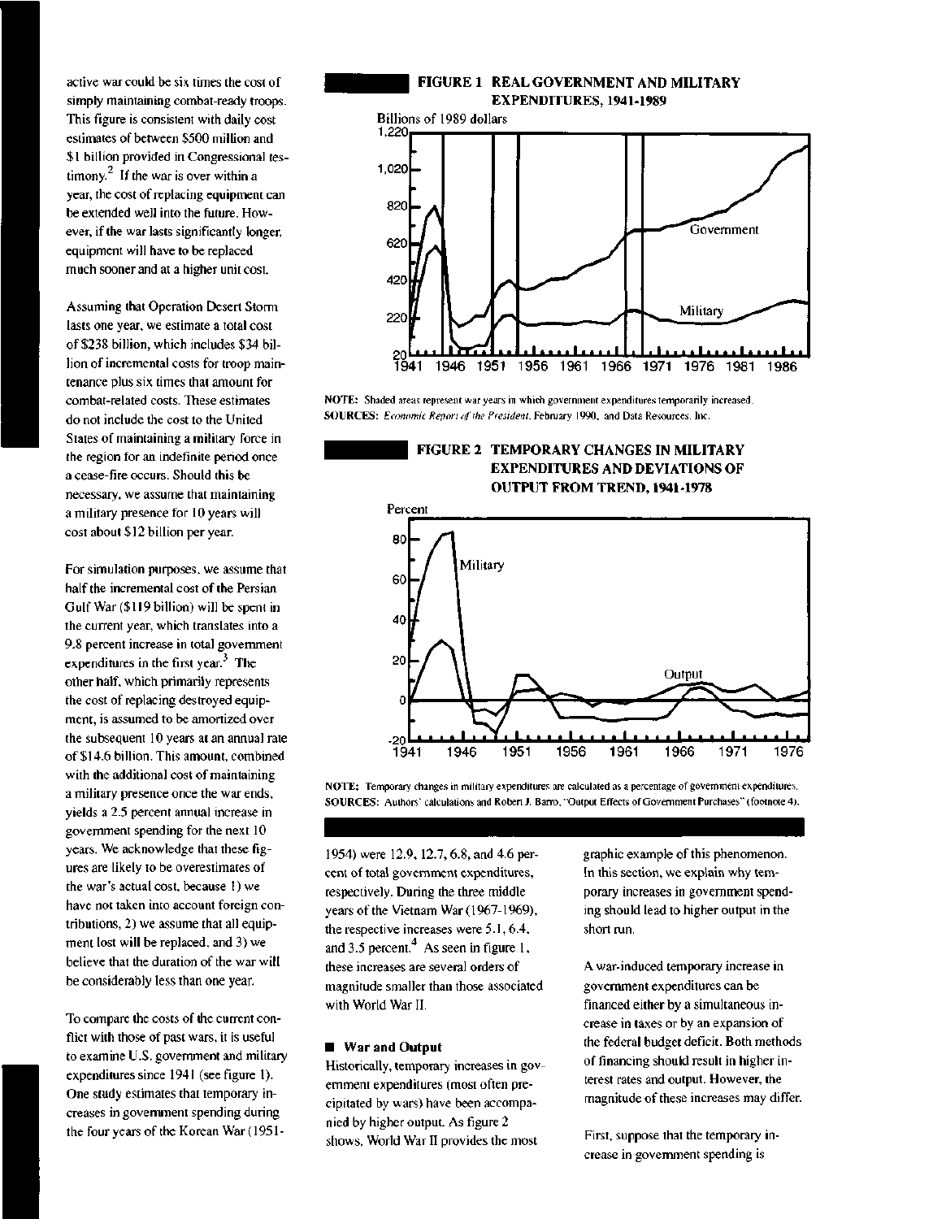active war could be six times the cost of simply maintaining combat-ready troops. This figure is consistent with daily cost estimates of between $500 million and $1 billion provided in Congressional testimony.[2] If the war is over within a year, the cost of replacing equipment can be extended well into the future. However, if the war lasts significantly longer, equipment will have to be replaced much sooner and at a higher unit cost.

Assuming that Operation Desert Storm lasts one year, we estimate a total cost of $238 billion, which includes $34 billion of incremental costs for troop maintenance plus six times that amount for combat-related costs. These estimates do not include the cost to the United States of maintaining a military force in the region for an indefinite period once a cease-fire occurs. Should this be necessary, we assume that maintaining a military presence for 10 years will cost about $12 billion per year.

For simulation purposes, we assume that half the incremental cost of the Persian Gulf War ($119 billion) will be spent in the current year, which translates into a 9.8 percent increase in total government expenditures in the first year.[3] The other half, which primarily represents the cost of replacing destroyed equipment, is assumed to be amortized over the subsequent 10 years at an annual rate of $14.6 billion. This amount, combined with the additional cost of maintaining a military presence once the war ends, yields a 2.5 percent annual increase in government spending for the next 10 years. We acknowledge that these figures are likely to be overestimates of the war's actual cost, because 1) we have not taken into account foreign contributions, 2) we assume that all equipment lost will be replaced, and 3) we believe that the duration of the war will be considerably less than one year.

To compare the costs of the current conflict with those of past wars, it is useful to examine U.S. government and military expenditures since 1941 (see figure 1). One study estimates that temporary increases in government spending during the four years of the Korean War (1951-1954) were 12.9, 12.7, 6.8, and 4.6 percent of total government expenditures, respectively. During the three middle years of the Vietnam War (1967-1969), the respective increases were 5.1, 6.4, and 3.5 percent.[4] As seen in figure 1, these increases are several orders of magnitude smaller than those associated with World War II.

**FIGURE 1 REAL GOVERNMENT AND MILITARY EXPENDITURES, 1941-1989**

NOTE: Shaded areas represent war years in which government expenditures temporarily increased.
SOURCES: *Economic Report of the President*, February 1990, and Data Resources, Inc.

**FIGURE 2 TEMPORARY CHANGES IN MILITARY EXPENDITURES AND DEVIATIONS OF OUTPUT FROM TREND, 1941-1978**

NOTE: Temporary changes in military expenditures are calculated as a percentage of government expenditures.
SOURCES: Authors' calculations and Robert J. Barro, "Output Effects of Government Purchases" (footnote 4).

## War and Output

Historically, temporary increases in government expenditures (most often precipitated by wars) have been accompanied by higher output. As figure 2 shows, World War II provides the most graphic example of this phenomenon. In this section, we explain why temporary increases in government spending should lead to higher output in the short run.

A war-induced temporary increase in government expenditures can be financed either by a simultaneous increase in taxes or by an expansion of the federal budget deficit. Both methods of financing should result in higher interest rates and output. However, the magnitude of these increases may differ.

First, suppose that the temporary increase in government spending is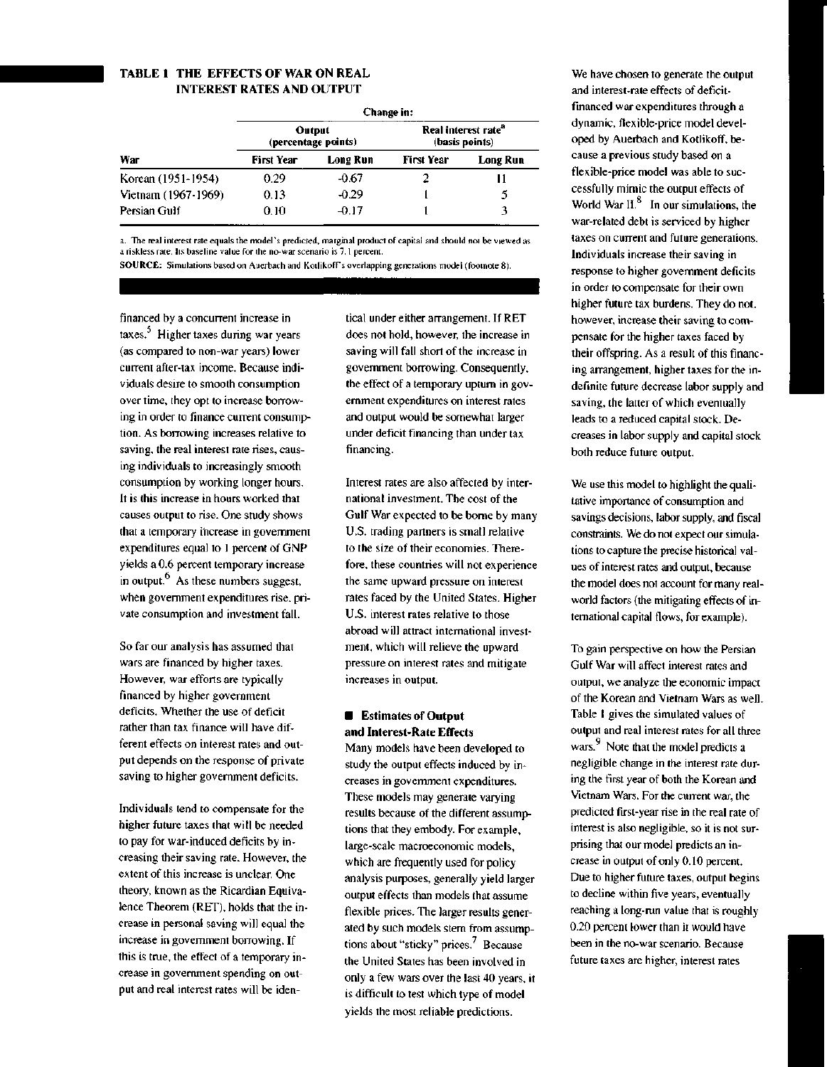**TABLE 1 THE EFFECTS OF WAR ON REAL INTEREST RATES AND OUTPUT**

| | Change in: | | | |
|---|---|---|---|---|
| | Output (percentage points) | | Real interest rate[a] (basis points) | |
| War | First Year | Long Run | First Year | Long Run |
| Korean (1951-1954) | 0.29 | -0.67 | 2 | 11 |
| Vietnam (1967-1969) | 0.13 | -0.29 | 1 | 5 |
| Persian Gulf | 0.10 | -0.17 | 1 | 3 |

a. The real interest rate equals the model's predicted, marginal product of capital and should not be viewed as a riskless rate. Its baseline value for the no-war scenario is 7.1 percent.

**SOURCE:** Simulations based on Auerbach and Kotlikoff's overlapping generations model (footnote 8).

financed by a concurrent increase in taxes.[5] Higher taxes during war years (as compared to non-war years) lower current after-tax income. Because individuals desire to smooth consumption over time, they opt to increase borrowing in order to finance current consumption. As borrowing increases relative to saving, the real interest rate rises, causing individuals to increasingly smooth consumption by working longer hours. It is this increase in hours worked that causes output to rise. One study shows that a temporary increase in government expenditures equal to 1 percent of GNP yields a 0.6 percent temporary increase in output.[6] As these numbers suggest, when government expenditures rise, private consumption and investment fall.

So far our analysis has assumed that wars are financed by higher taxes. However, war efforts are typically financed by higher government deficits. Whether the use of deficit rather than tax finance will have different effects on interest rates and output depends on the response of private saving to higher government deficits.

Individuals tend to compensate for the higher future taxes that will be needed to pay for war-induced deficits by increasing their saving rate. However, the extent of this increase is unclear. One theory, known as the Ricardian Equivalence Theorem (RET), holds that the increase in personal saving will equal the increase in government borrowing. If this is true, the effect of a temporary increase in government spending on output and real interest rates will be identical under either arrangement. If RET does not hold, however, the increase in saving will fall short of the increase in government borrowing. Consequently, the effect of a temporary upturn in government expenditures on interest rates and output would be somewhat larger under deficit financing than under tax financing.

Interest rates are also affected by international investment. The cost of the Gulf War expected to be borne by many U.S. trading partners is small relative to the size of their economies. Therefore, these countries will not experience the same upward pressure on interest rates faced by the United States. Higher U.S. interest rates relative to those abroad will attract international investment, which will relieve the upward pressure on interest rates and mitigate increases in output.

## Estimates of Output and Interest-Rate Effects

Many models have been developed to study the output effects induced by increases in government expenditures. These models may generate varying results because of the different assumptions that they embody. For example, large-scale macroeconomic models, which are frequently used for policy analysis purposes, generally yield larger output effects than models that assume flexible prices. The larger results generated by such models stem from assumptions about "sticky" prices.[7] Because the United States has been involved in only a few wars over the last 40 years, it is difficult to test which type of model yields the most reliable predictions.

We have chosen to generate the output and interest-rate effects of deficit-financed war expenditures through a dynamic, flexible-price model developed by Auerbach and Kotlikoff, because a previous study based on a flexible-price model was able to successfully mimic the output effects of World War II.[8] In our simulations, the war-related debt is serviced by higher taxes on current and future generations. Individuals increase their saving in response to higher government deficits in order to compensate for their own higher future tax burdens. They do not, however, increase their saving to compensate for the higher taxes faced by their offspring. As a result of this financing arrangement, higher taxes for the indefinite future decrease labor supply and saving, the latter of which eventually leads to a reduced capital stock. Decreases in labor supply and capital stock both reduce future output.

We use this model to highlight the qualitative importance of consumption and savings decisions, labor supply, and fiscal constraints. We do not expect our simulations to capture the precise historical values of interest rates and output, because the model does not account for many real-world factors (the mitigating effects of international capital flows, for example).

To gain perspective on how the Persian Gulf War will affect interest rates and output, we analyze the economic impact of the Korean and Vietnam Wars as well. Table 1 gives the simulated values of output and real interest rates for all three wars.[9] Note that the model predicts a negligible change in the interest rate during the first year of both the Korean and Vietnam Wars. For the current war, the predicted first-year rise in the real rate of interest is also negligible, so it is not surprising that our model predicts an increase in output of only 0.10 percent. Due to higher future taxes, output begins to decline within five years, eventually reaching a long-run value that is roughly 0.20 percent lower than it would have been in the no-war scenario. Because future taxes are higher, interest rates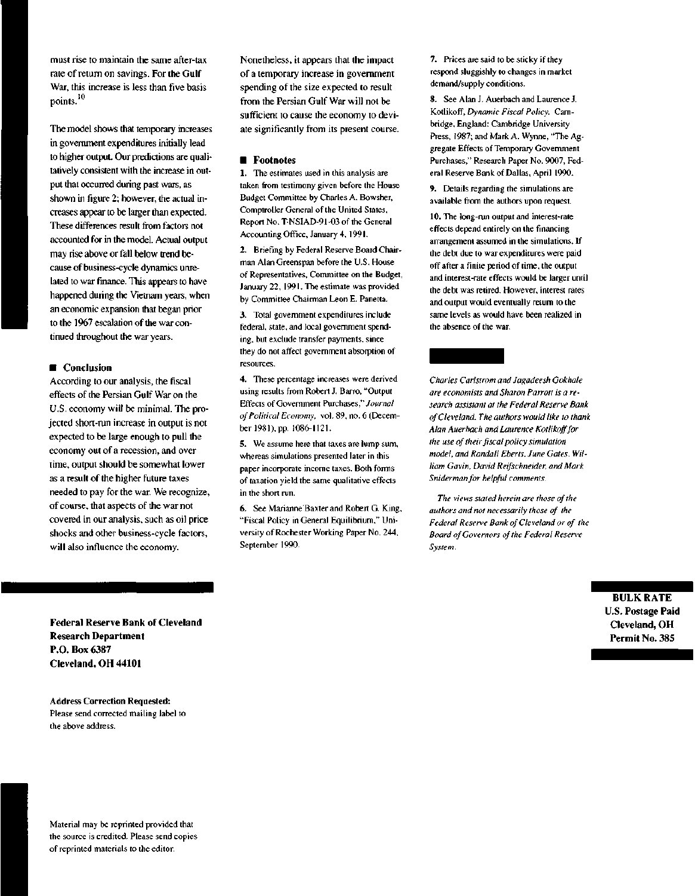must rise to maintain the same after-tax rate of return on savings. For the Gulf War, this increase is less than five basis points.[10]

The model shows that temporary increases in government expenditures initially lead to higher output. Our predictions are qualitatively consistent with the increase in output that occurred during past wars, as shown in figure 2; however, the actual increases appear to be larger than expected. These differences result from factors not accounted for in the model. Actual output may rise above or fall below trend because of business-cycle dynamics unrelated to war finance. This appears to have happened during the Vietnam years, when an economic expansion that began prior to the 1967 escalation of the war continued throughout the war years.

## Conclusion

According to our analysis, the fiscal effects of the Persian Gulf War on the U.S. economy will be minimal. The projected short-run increase in output is not expected to be large enough to pull the economy out of a recession, and over time, output should be somewhat lower as a result of the higher future taxes needed to pay for the war. We recognize, of course, that aspects of the war not covered in our analysis, such as oil price shocks and other business-cycle factors, will also influence the economy. Nonetheless, it appears that the impact of a temporary increase in government spending of the size expected to result from the Persian Gulf War will not be sufficient to cause the economy to deviate significantly from its present course.

## Footnotes

1. The estimates used in this analysis are taken from testimony given before the House Budget Committee by Charles A. Bowsher, Comptroller General of the United States, Report No. T-NSIAD-91-03 of the General Accounting Office, January 4, 1991.

2. Briefing by Federal Reserve Board Chairman Alan Greenspan before the U.S. House of Representatives, Committee on the Budget, January 22, 1991. The estimate was provided by Committee Chairman Leon E. Panetta.

3. Total government expenditures include federal, state, and local government spending, but exclude transfer payments, since they do not affect government absorption of resources.

4. These percentage increases were derived using results from Robert J. Barro, "Output Effects of Government Purchases," *Journal of Political Economy*, vol. 89, no. 6 (December 1981), pp. 1086-1121.

5. We assume here that taxes are lump sum, whereas simulations presented later in this paper incorporate income taxes. Both forms of taxation yield the same qualitative effects in the short run.

6. See Marianne Baxter and Robert G. King, "Fiscal Policy in General Equilibrium," University of Rochester Working Paper No. 244, September 1990.

7. Prices are said to be sticky if they respond sluggishly to changes in market demand/supply conditions.

8. See Alan J. Auerbach and Laurence J. Kotlikoff, *Dynamic Fiscal Policy*. Cambridge, England: Cambridge University Press, 1987; and Mark A. Wynne, "The Aggregate Effects of Temporary Government Purchases," Research Paper No. 9007, Federal Reserve Bank of Dallas, April 1990.

9. Details regarding the simulations are available from the authors upon request.

10. The long-run output and interest-rate effects depend entirely on the financing arrangement assumed in the simulations. If the debt due to war expenditures were paid off after a finite period of time, the output and interest-rate effects would be larger until the debt was retired. However, interest rates and output would eventually return to the same levels as would have been realized in the absence of the war.

*Charles Carlstrom and Jagadeesh Gokhale are economists and Sharon Parrott is a research assistant at the Federal Reserve Bank of Cleveland. The authors would like to thank Alan Auerbach and Laurence Kotlikoff for the use of their fiscal policy simulation model, and Randall Eberts, June Gates, William Gavin, David Reifschneider, and Mark Sniderman for helpful comments.*

*The views stated herein are those of the authors and not necessarily those of the Federal Reserve Bank of Cleveland or of the Board of Governors of the Federal Reserve System.*

**Federal Reserve Bank of Cleveland**
**Research Department**
**P.O. Box 6387**
**Cleveland, OH 44101**

**Address Correction Requested:**
Please send corrected mailing label to the above address.

Material may be reprinted provided that the source is credited. Please send copies of reprinted materials to the editor.

**BULK RATE**
**U.S. Postage Paid**
**Cleveland, OH**
**Permit No. 385**